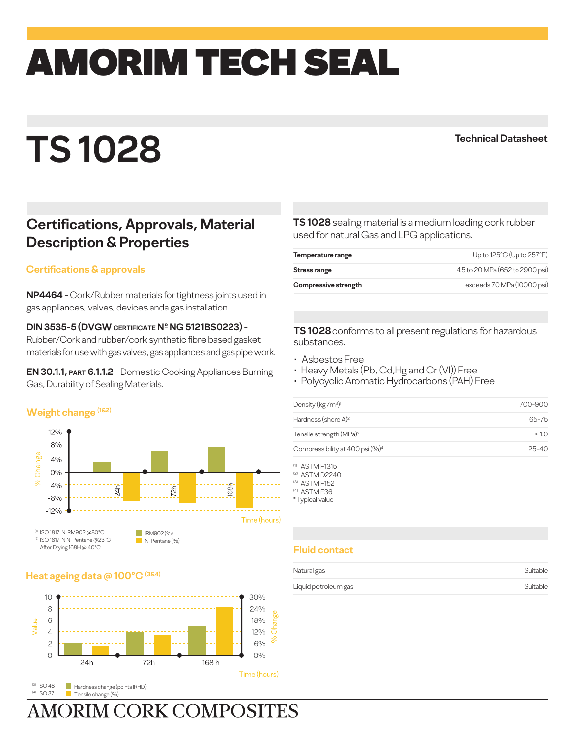# AMORIM TECH SEAL

# TS 1028

Technical Datasheet

## Certifications, Approvals, Material Description & Properties

### Certifications & approvals

**NP4464** - Cork/Rubber materials for tightness joints used in gas appliances, valves, devices anda gas installation.

**DIN 3535-5 (DVGW CERTIFICATE Nº NG 5121BS0223)** - Rubber/Cork and rubber/cork synthetic fibre based gasket materials for use with gas valves, gas appliances and gas pipe work.

**EN 30.1.1, PART 6.1.1.2** - Domestic Cooking Appliances Burning Gas, Durability of Sealing Materials.

### Weight change [1&2]

[1] ISO 1817 IN IRM902 @80°C
[2] ISO 1817 IN N-Pentane @23°C After Drying 168H @ 40°C

IRM902 (%)
N-Pentane (%)

### Heat ageing data @ 100°C [3&4]

[3] ISO 48
[4] ISO 37

Hardness change (points IRHD)
Tensile change (%)

**TS 1028** sealing material is a medium loading cork rubber used for natural Gas and LPG applications.

| | |
|---|---|
| **Temperature range** | Up to 125°C (Up to 257°F) |
| **Stress range** | 4.5 to 20 MPa (652 to 2900 psi) |
| **Compressive strength** | exceeds 70 MPa (10000 psi) |

**TS 1028** conforms to all present regulations for hazardous substances.

- Asbestos Free
- Heavy Metals (Pb, Cd, Hg and Cr (VI)) Free
- Polycyclic Aromatic Hydrocarbons (PAH) Free

| | |
|---|---|
| Density (kg/m³)[1] | 700-900 |
| Hardness (shore A)[2] | 65-75 |
| Tensile strength (MPa)[3] | > 1.0 |
| Compressibility at 400 psi (%)[4] | 25-40 |

[1] ASTM F1315
[2] ASTM D2240
[3] ASTM F152
[4] ASTM F36
* Typical value

### Fluid contact

| | |
|---|---|
| Natural gas | Suitable |
| Liquid petroleum gas | Suitable |

AMORIM CORK COMPOSITES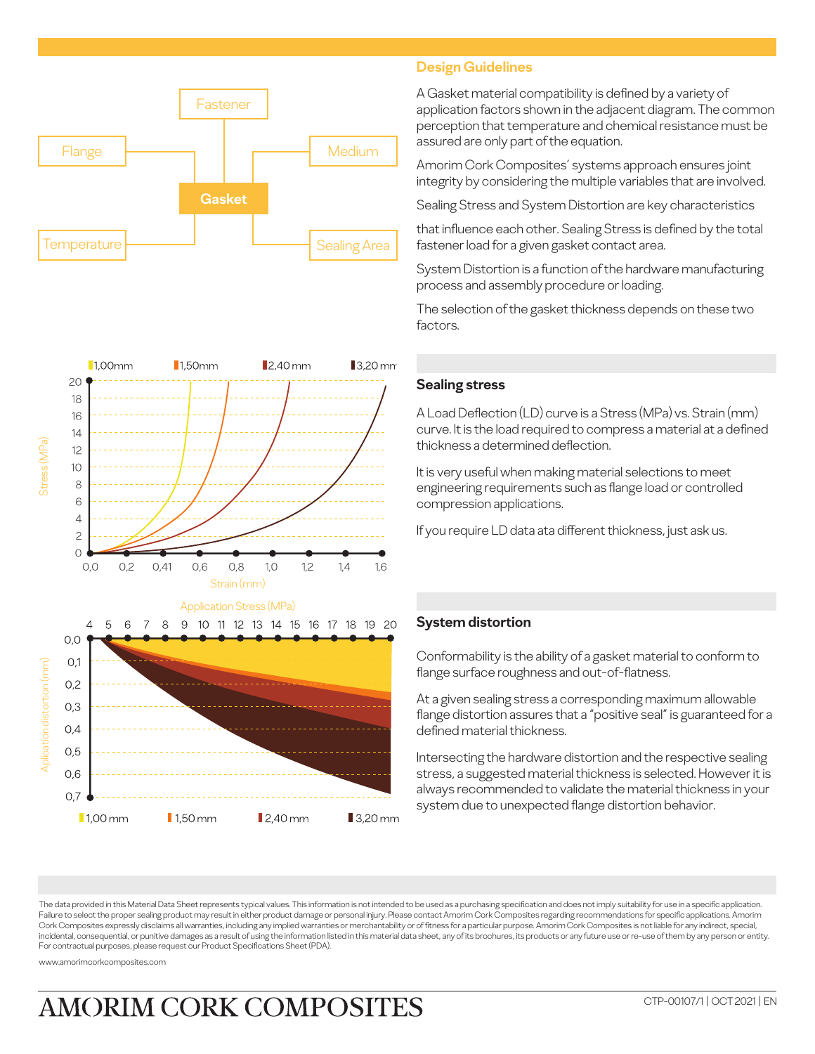Fastener

Flange

Medium

Gasket

Temperature

Sealing Area

## Design Guidelines

A Gasket material compatibility is defined by a variety of application factors shown in the adjacent diagram. The common perception that temperature and chemical resistance must be assured are only part of the equation.

Amorim Cork Composites' systems approach ensures joint integrity by considering the multiple variables that are involved.

Sealing Stress and System Distortion are key characteristics

that influence each other. Sealing Stress is defined by the total fastener load for a given gasket contact area.

System Distortion is a function of the hardware manufacturing process and assembly procedure or loading.

The selection of the gasket thickness depends on these two factors.

1,00mm
1,50mm
2,40 mm
3,20 mm

Stress (MPa)

20
18
16
14
12
10
8
6
4
2
0

0,0 0,2 0,41 0,6 0,8 1,0 1,2 1,4 1,6

Strain (mm)

### Sealing stress

A Load Deflection (LD) curve is a Stress (MPa) vs. Strain (mm) curve. It is the load required to compress a material at a defined thickness a determined deflection.

It is very useful when making material selections to meet engineering requirements such as flange load or controlled compression applications.

If you require LD data ata different thickness, just ask us.

Application Stress (MPa)

4 5 6 7 8 9 10 11 12 13 14 15 16 17 18 19 20

Aplication distortion (mm)

0,0
0,1
0,2
0,3
0,4
0,5
0,6
0,7

1,00 mm
1,50 mm
2,40 mm
3,20 mm

### System distortion

Conformability is the ability of a gasket material to conform to flange surface roughness and out-of-flatness.

At a given sealing stress a corresponding maximum allowable flange distortion assures that a "positive seal" is guaranteed for a defined material thickness.

Intersecting the hardware distortion and the respective sealing stress, a suggested material thickness is selected. However it is always recommended to validate the material thickness in your system due to unexpected flange distortion behavior.

The data provided in this Material Data Sheet represents typical values. This information is not intended to be used as a purchasing specification and does not imply suitability for use in a specific application. Failure to select the proper sealing product may result in either product damage or personal injury. Please contact Amorim Cork Composites regarding recommendations for specific applications. Amorim Cork Composites expressly disclaims all warranties, including any implied warranties or merchantability or of fitness for a particular purpose. Amorim Cork Composites is not liable for any indirect, special, incidental, consequential, or punitive damages as a result of using the information listed in this material data sheet, any of its brochures, its products or any future use or re-use of them by any person or entity. For contractual purposes, please request our Product Specifications Sheet (PDA).

www.amorimcorkcomposites.com

AMORIM CORK COMPOSITES

CTP-00107/1 | OCT 2021 | EN